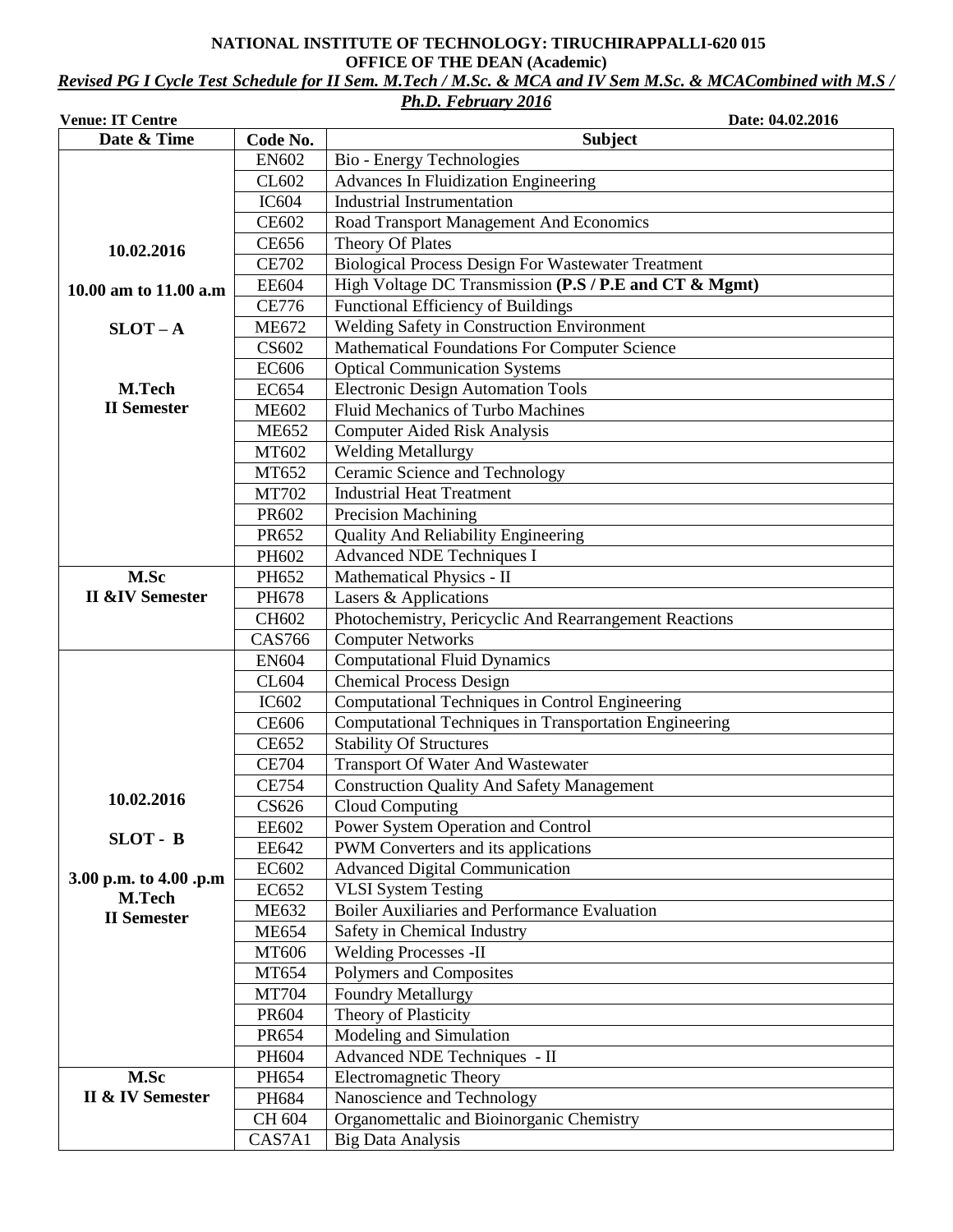**NATIONAL INSTITUTE OF TECHNOLOGY: TIRUCHIRAPPALLI-620 015**

**OFFICE OF THE DEAN (Academic)**

***Revised PG I Cycle Test Schedule for II Sem. M.Tech / M.Sc. & MCA and IV Sem M.Sc. & MCACombined with M.S / Ph.D. February 2016***

**Venue: IT Centre** **Date: 04.02.2016**

| Date & Time | Code No. | Subject |
|---|---|---|
| **10.02.2016**<br><br>**10.00 am to 11.00 a.m**<br><br>**SLOT – A**<br><br>**M.Tech II Semester** | EN602 | Bio - Energy Technologies |
| | CL602 | Advances In Fluidization Engineering |
| | IC604 | Industrial Instrumentation |
| | CE602 | Road Transport Management And Economics |
| | CE656 | Theory Of Plates |
| | CE702 | Biological Process Design For Wastewater Treatment |
| | EE604 | High Voltage DC Transmission **(P.S / P.E and CT & Mgmt)** |
| | CE776 | Functional Efficiency of Buildings |
| | ME672 | Welding Safety in Construction Environment |
| | CS602 | Mathematical Foundations For Computer Science |
| | EC606 | Optical Communication Systems |
| | EC654 | Electronic Design Automation Tools |
| | ME602 | Fluid Mechanics of Turbo Machines |
| | ME652 | Computer Aided Risk Analysis |
| | MT602 | Welding Metallurgy |
| | MT652 | Ceramic Science and Technology |
| | MT702 | Industrial Heat Treatment |
| | PR602 | Precision Machining |
| | PR652 | Quality And Reliability Engineering |
| | PH602 | Advanced NDE Techniques I |
| **M.Sc II &IV Semester** | PH652 | Mathematical Physics - II |
| | PH678 | Lasers & Applications |
| | CH602 | Photochemistry, Pericyclic And Rearrangement Reactions |
| | CAS766 | Computer Networks |
| **10.02.2016**<br><br>**SLOT - B**<br><br>**3.00 p.m. to 4.00 .p.m**<br>**M.Tech II Semester** | EN604 | Computational Fluid Dynamics |
| | CL604 | Chemical Process Design |
| | IC602 | Computational Techniques in Control Engineering |
| | CE606 | Computational Techniques in Transportation Engineering |
| | CE652 | Stability Of Structures |
| | CE704 | Transport Of Water And Wastewater |
| | CE754 | Construction Quality And Safety Management |
| | CS626 | Cloud Computing |
| | EE602 | Power System Operation and Control |
| | EE642 | PWM Converters and its applications |
| | EC602 | Advanced Digital Communication |
| | EC652 | VLSI System Testing |
| | ME632 | Boiler Auxiliaries and Performance Evaluation |
| | ME654 | Safety in Chemical Industry |
| | MT606 | Welding Processes -II |
| | MT654 | Polymers and Composites |
| | MT704 | Foundry Metallurgy |
| | PR604 | Theory of Plasticity |
| | PR654 | Modeling and Simulation |
| | PH604 | Advanced NDE Techniques - II |
| **M.Sc II & IV Semester** | PH654 | Electromagnetic Theory |
| | PH684 | Nanoscience and Technology |
| | CH 604 | Organomettalic and Bioinorganic Chemistry |
| | CAS7A1 | Big Data Analysis |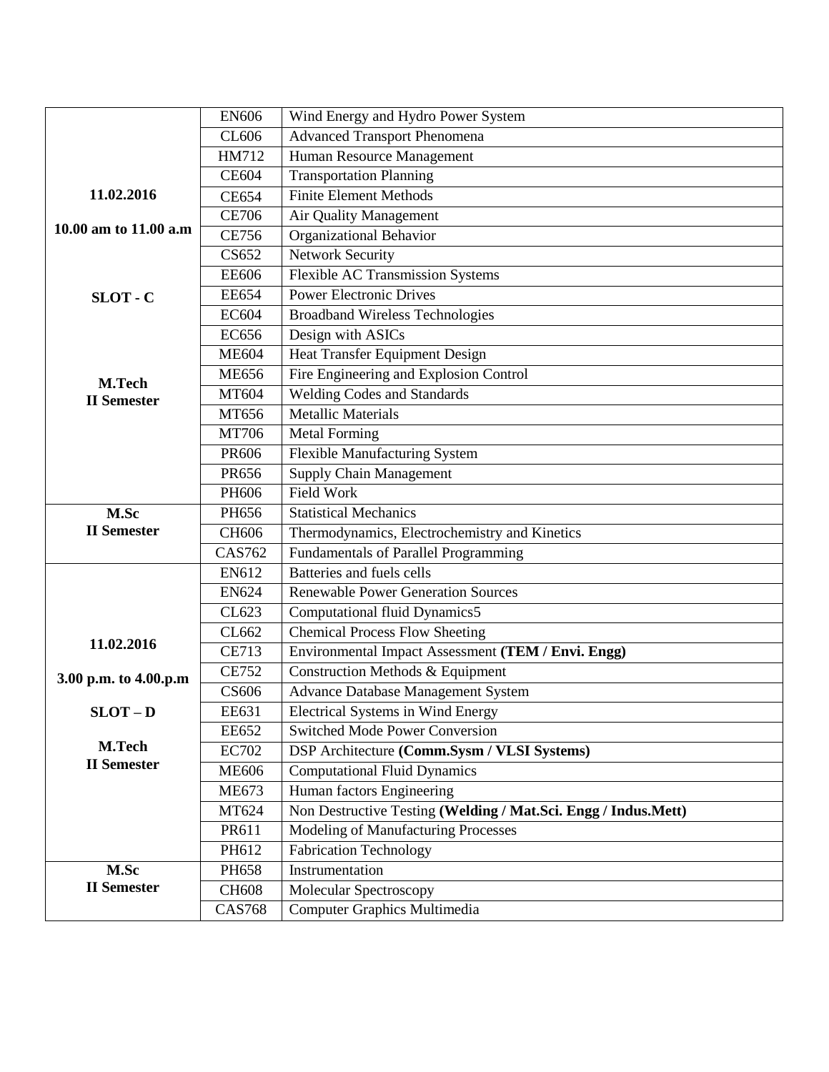| | | |
|---|---|---|
| **11.02.2016** **10.00 am to 11.00 a.m** **SLOT - C** **M.Tech II Semester** | EN606 | Wind Energy and Hydro Power System |
| | CL606 | Advanced Transport Phenomena |
| | HM712 | Human Resource Management |
| | CE604 | Transportation Planning |
| | CE654 | Finite Element Methods |
| | CE706 | Air Quality Management |
| | CE756 | Organizational Behavior |
| | CS652 | Network Security |
| | EE606 | Flexible AC Transmission Systems |
| | EE654 | Power Electronic Drives |
| | EC604 | Broadband Wireless Technologies |
| | EC656 | Design with ASICs |
| | ME604 | Heat Transfer Equipment Design |
| | ME656 | Fire Engineering and Explosion Control |
| | MT604 | Welding Codes and Standards |
| | MT656 | Metallic Materials |
| | MT706 | Metal Forming |
| | PR606 | Flexible Manufacturing System |
| | PR656 | Supply Chain Management |
| | PH606 | Field Work |
| **M.Sc II Semester** | PH656 | Statistical Mechanics |
| | CH606 | Thermodynamics, Electrochemistry and Kinetics |
| | CAS762 | Fundamentals of Parallel Programming |
| **11.02.2016** **3.00 p.m. to 4.00.p.m** **SLOT – D** **M.Tech II Semester** | EN612 | Batteries and fuels cells |
| | EN624 | Renewable Power Generation Sources |
| | CL623 | Computational fluid Dynamics5 |
| | CL662 | Chemical Process Flow Sheeting |
| | CE713 | Environmental Impact Assessment **(TEM / Envi. Engg)** |
| | CE752 | Construction Methods & Equipment |
| | CS606 | Advance Database Management System |
| | EE631 | Electrical Systems in Wind Energy |
| | EE652 | Switched Mode Power Conversion |
| | EC702 | DSP Architecture **(Comm.Sysm / VLSI Systems)** |
| | ME606 | Computational Fluid Dynamics |
| | ME673 | Human factors Engineering |
| | MT624 | Non Destructive Testing **(Welding / Mat.Sci. Engg / Indus.Mett)** |
| | PR611 | Modeling of Manufacturing Processes |
| | PH612 | Fabrication Technology |
| **M.Sc II Semester** | PH658 | Instrumentation |
| | CH608 | Molecular Spectroscopy |
| | CAS768 | Computer Graphics Multimedia |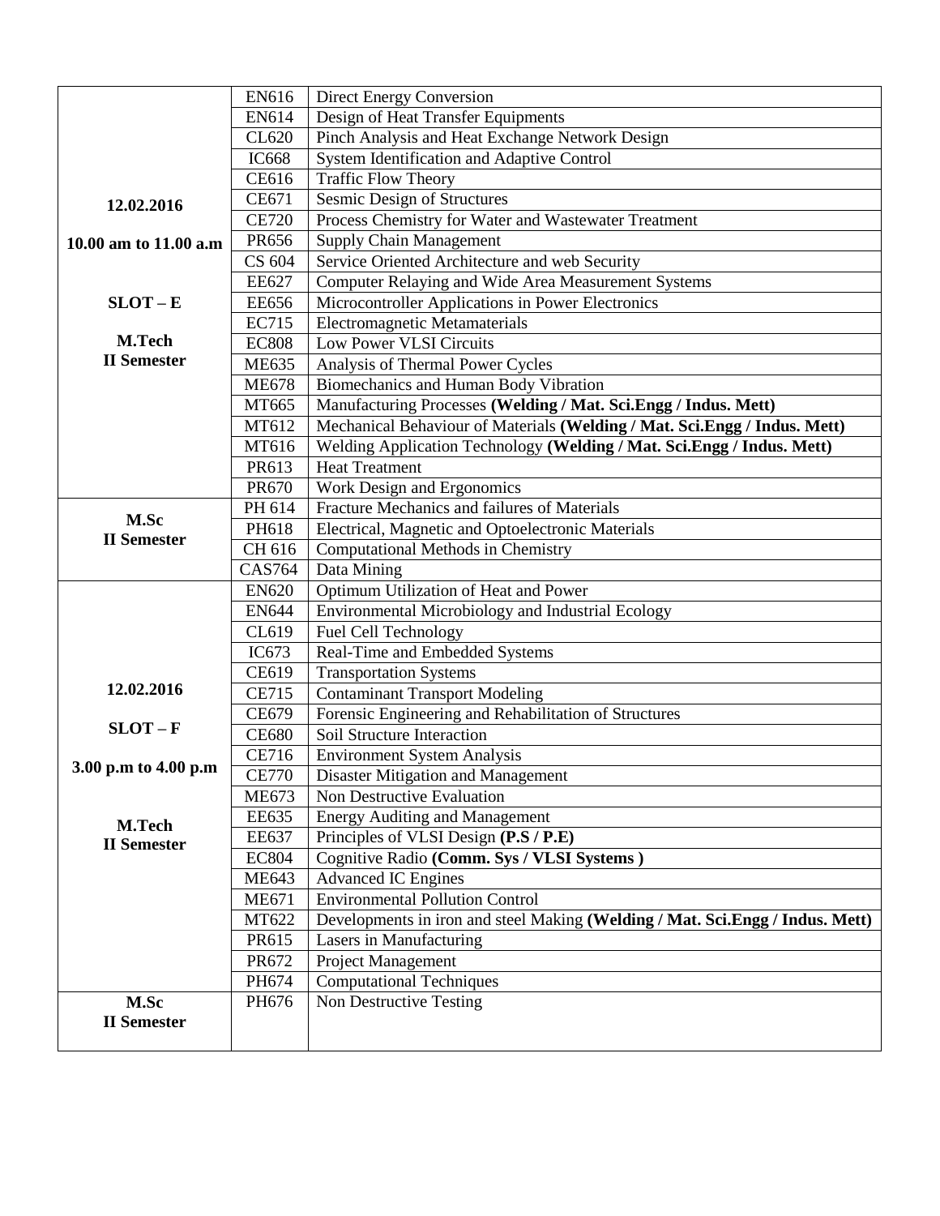| | | |
|---|---|---|
| **12.02.2016**<br><br>**10.00 am to 11.00 a.m**<br><br>**SLOT – E**<br><br>**M.Tech II Semester** | EN616 | Direct Energy Conversion |
| | EN614 | Design of Heat Transfer Equipments |
| | CL620 | Pinch Analysis and Heat Exchange Network Design |
| | IC668 | System Identification and Adaptive Control |
| | CE616 | Traffic Flow Theory |
| | CE671 | Sesmic Design of Structures |
| | CE720 | Process Chemistry for Water and Wastewater Treatment |
| | PR656 | Supply Chain Management |
| | CS 604 | Service Oriented Architecture and web Security |
| | EE627 | Computer Relaying and Wide Area Measurement Systems |
| | EE656 | Microcontroller Applications in Power Electronics |
| | EC715 | Electromagnetic Metamaterials |
| | EC808 | Low Power VLSI Circuits |
| | ME635 | Analysis of Thermal Power Cycles |
| | ME678 | Biomechanics and Human Body Vibration |
| | MT665 | Manufacturing Processes **(Welding / Mat. Sci.Engg / Indus. Mett)** |
| | MT612 | Mechanical Behaviour of Materials **(Welding / Mat. Sci.Engg / Indus. Mett)** |
| | MT616 | Welding Application Technology **(Welding / Mat. Sci.Engg / Indus. Mett)** |
| | PR613 | Heat Treatment |
| | PR670 | Work Design and Ergonomics |
| **M.Sc II Semester** | PH 614 | Fracture Mechanics and failures of Materials |
| | PH618 | Electrical, Magnetic and Optoelectronic Materials |
| | CH 616 | Computational Methods in Chemistry |
| | CAS764 | Data Mining |
| **12.02.2016**<br><br>**SLOT – F**<br><br>**3.00 p.m to 4.00 p.m**<br><br>**M.Tech II Semester** | EN620 | Optimum Utilization of Heat and Power |
| | EN644 | Environmental Microbiology and Industrial Ecology |
| | CL619 | Fuel Cell Technology |
| | IC673 | Real-Time and Embedded Systems |
| | CE619 | Transportation Systems |
| | CE715 | Contaminant Transport Modeling |
| | CE679 | Forensic Engineering and Rehabilitation of Structures |
| | CE680 | Soil Structure Interaction |
| | CE716 | Environment System Analysis |
| | CE770 | Disaster Mitigation and Management |
| | ME673 | Non Destructive Evaluation |
| | EE635 | Energy Auditing and Management |
| | EE637 | Principles of VLSI Design **(P.S / P.E)** |
| | EC804 | Cognitive Radio **(Comm. Sys / VLSI Systems )** |
| | ME643 | Advanced IC Engines |
| | ME671 | Environmental Pollution Control |
| | MT622 | Developments in iron and steel Making **(Welding / Mat. Sci.Engg / Indus. Mett)** |
| | PR615 | Lasers in Manufacturing |
| | PR672 | Project Management |
| | PH674 | Computational Techniques |
| **M.Sc II Semester** | PH676 | Non Destructive Testing |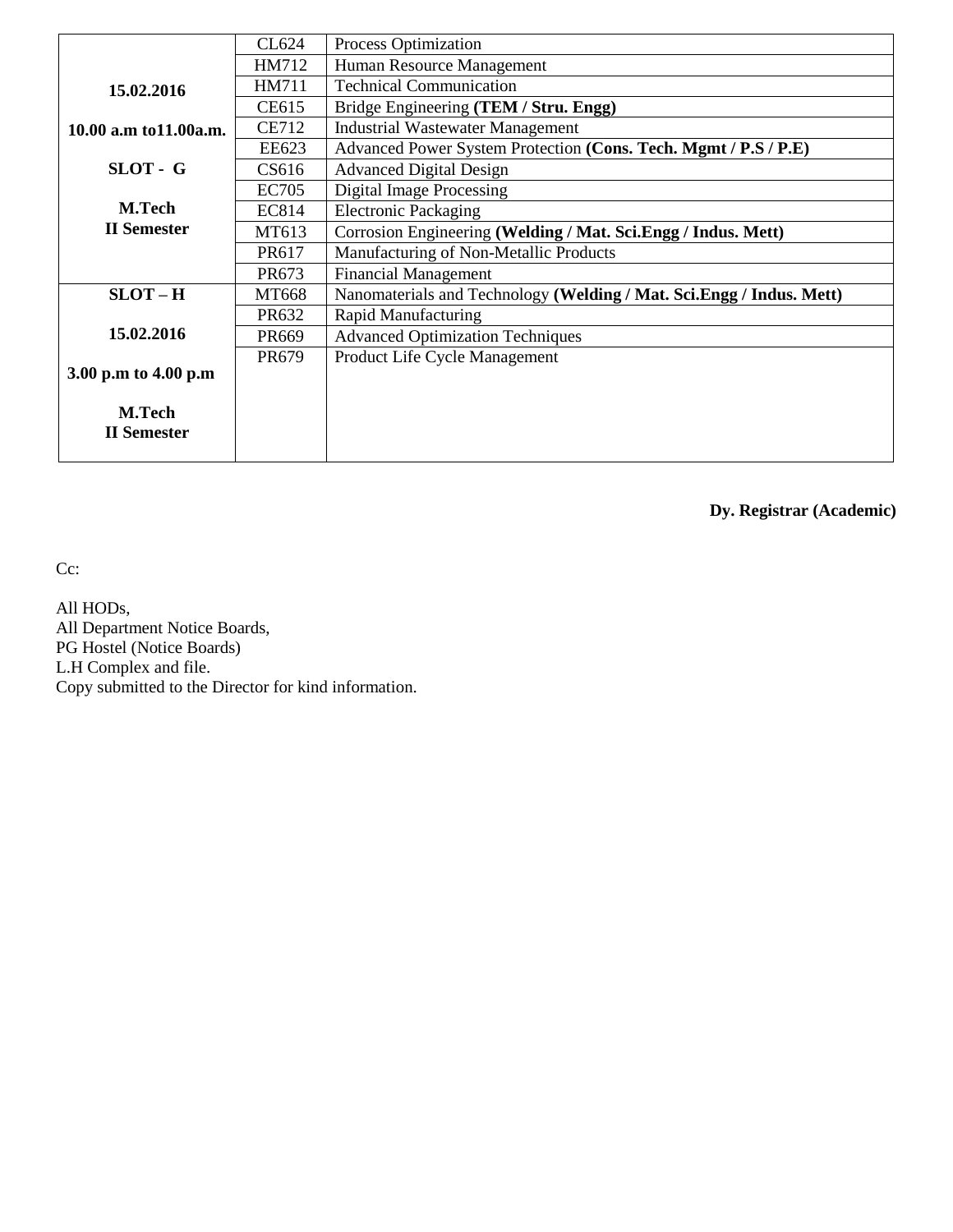| | | |
|---|---|---|
| **15.02.2016**<br><br>**10.00 a.m to11.00a.m.**<br><br>**SLOT - G**<br><br>**M.Tech**<br>**II Semester** | CL624 | Process Optimization |
| | HM712 | Human Resource Management |
| | HM711 | Technical Communication |
| | CE615 | Bridge Engineering **(TEM / Stru. Engg)** |
| | CE712 | Industrial Wastewater Management |
| | EE623 | Advanced Power System Protection **(Cons. Tech. Mgmt / P.S / P.E)** |
| | CS616 | Advanced Digital Design |
| | EC705 | Digital Image Processing |
| | EC814 | Electronic Packaging |
| | MT613 | Corrosion Engineering **(Welding / Mat. Sci.Engg / Indus. Mett)** |
| | PR617 | Manufacturing of Non-Metallic Products |
| | PR673 | Financial Management |
| **SLOT – H**<br><br>**15.02.2016**<br><br>**3.00 p.m to 4.00 p.m**<br><br>**M.Tech**<br>**II Semester** | MT668 | Nanomaterials and Technology **(Welding / Mat. Sci.Engg / Indus. Mett)** |
| | PR632 | Rapid Manufacturing |
| | PR669 | Advanced Optimization Techniques |
| | PR679 | Product Life Cycle Management |

**Dy. Registrar (Academic)**

Cc:

All HODs,
All Department Notice Boards,
PG Hostel (Notice Boards)
L.H Complex and file.
Copy submitted to the Director for kind information.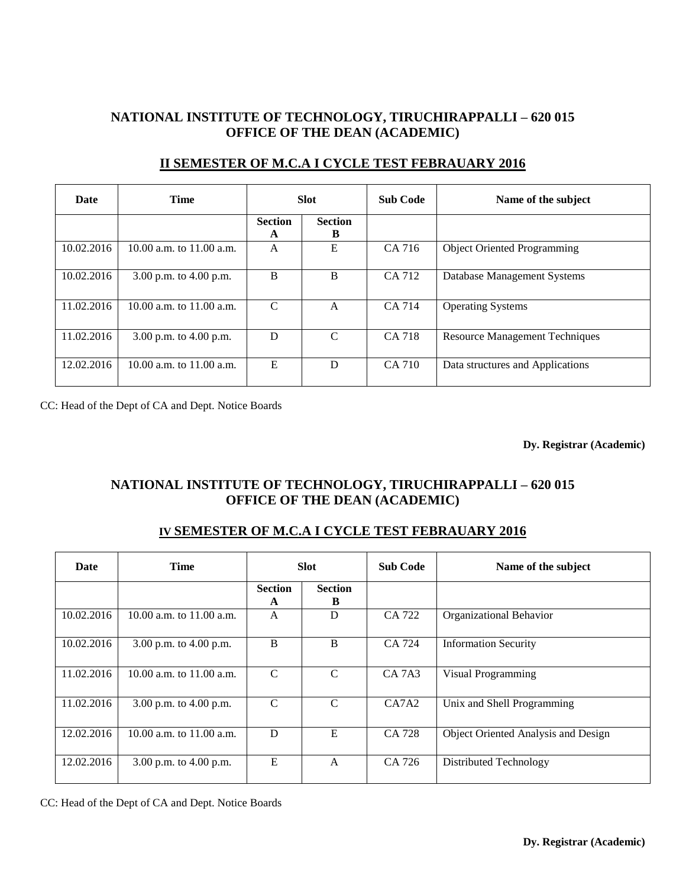**NATIONAL INSTITUTE OF TECHNOLOGY, TIRUCHIRAPPALLI – 620 015**
**OFFICE OF THE DEAN (ACADEMIC)**

## II SEMESTER OF M.C.A I CYCLE TEST FEBRAUARY 2016

| Date | Time | Slot | | Sub Code | Name of the subject |
|---|---|---|---|---|---|
| | | **Section A** | **Section B** | | |
| 10.02.2016 | 10.00 a.m. to 11.00 a.m. | A | E | CA 716 | Object Oriented Programming |
| 10.02.2016 | 3.00 p.m. to 4.00 p.m. | B | B | CA 712 | Database Management Systems |
| 11.02.2016 | 10.00 a.m. to 11.00 a.m. | C | A | CA 714 | Operating Systems |
| 11.02.2016 | 3.00 p.m. to 4.00 p.m. | D | C | CA 718 | Resource Management Techniques |
| 12.02.2016 | 10.00 a.m. to 11.00 a.m. | E | D | CA 710 | Data structures and Applications |

CC: Head of the Dept of CA and Dept. Notice Boards

**Dy. Registrar (Academic)**

**NATIONAL INSTITUTE OF TECHNOLOGY, TIRUCHIRAPPALLI – 620 015**
**OFFICE OF THE DEAN (ACADEMIC)**

## IV SEMESTER OF M.C.A I CYCLE TEST FEBRAUARY 2016

| Date | Time | Slot | | Sub Code | Name of the subject |
|---|---|---|---|---|---|
| | | **Section A** | **Section B** | | |
| 10.02.2016 | 10.00 a.m. to 11.00 a.m. | A | D | CA 722 | Organizational Behavior |
| 10.02.2016 | 3.00 p.m. to 4.00 p.m. | B | B | CA 724 | Information Security |
| 11.02.2016 | 10.00 a.m. to 11.00 a.m. | C | C | CA 7A3 | Visual Programming |
| 11.02.2016 | 3.00 p.m. to 4.00 p.m. | C | C | CA7A2 | Unix and Shell Programming |
| 12.02.2016 | 10.00 a.m. to 11.00 a.m. | D | E | CA 728 | Object Oriented Analysis and Design |
| 12.02.2016 | 3.00 p.m. to 4.00 p.m. | E | A | CA 726 | Distributed Technology |

CC: Head of the Dept of CA and Dept. Notice Boards

**Dy. Registrar (Academic)**